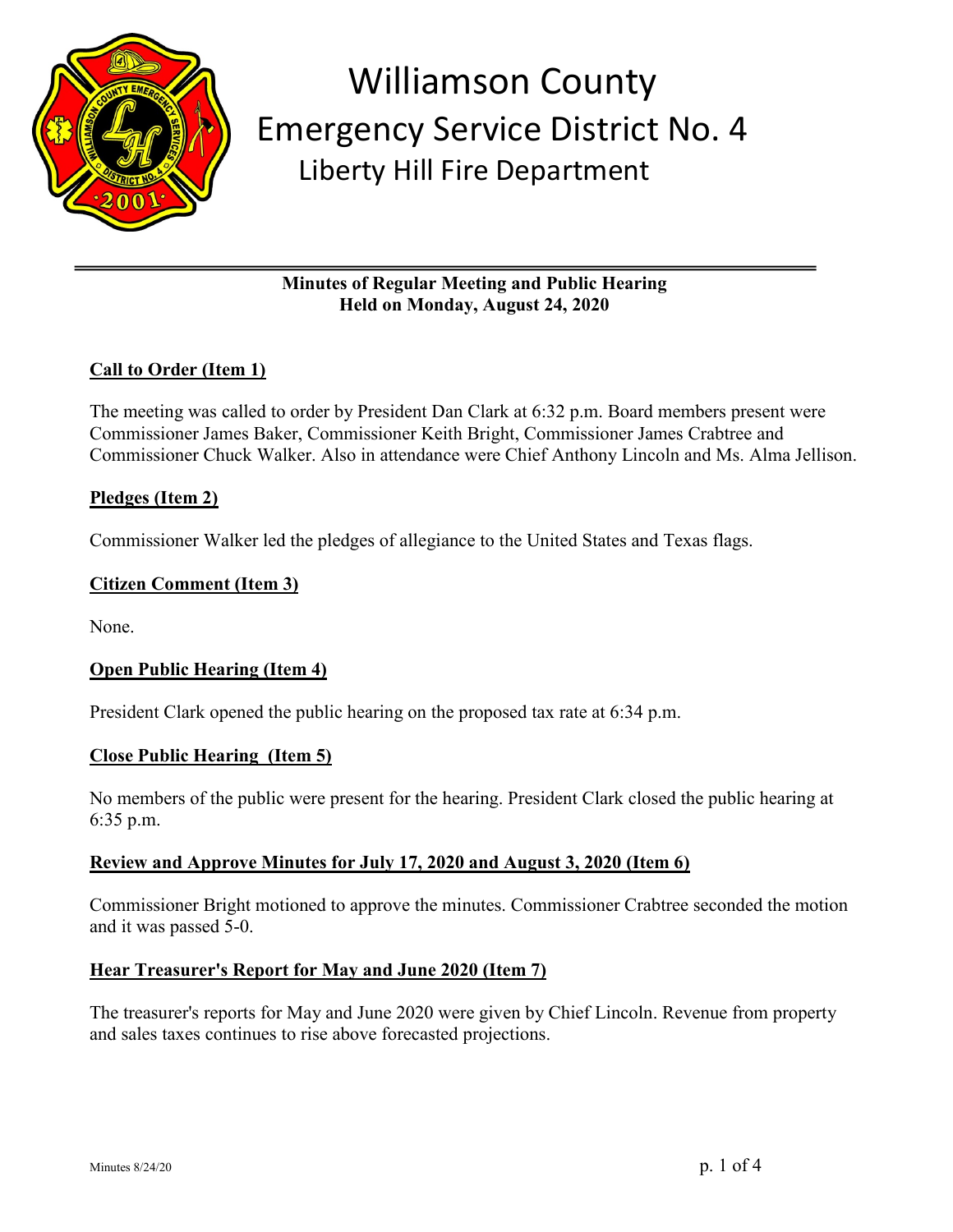# Williamson County
## Emergency Service District No. 4
### Liberty Hill Fire Department

---

**Minutes of Regular Meeting and Public Hearing**
**Held on Monday, August 24, 2020**

**Call to Order (Item 1)**

The meeting was called to order by President Dan Clark at 6:32 p.m. Board members present were Commissioner James Baker, Commissioner Keith Bright, Commissioner James Crabtree and Commissioner Chuck Walker. Also in attendance were Chief Anthony Lincoln and Ms. Alma Jellison.

**Pledges (Item 2)**

Commissioner Walker led the pledges of allegiance to the United States and Texas flags.

**Citizen Comment (Item 3)**

None.

**Open Public Hearing (Item 4)**

President Clark opened the public hearing on the proposed tax rate at 6:34 p.m.

**Close Public Hearing (Item 5)**

No members of the public were present for the hearing. President Clark closed the public hearing at 6:35 p.m.

**Review and Approve Minutes for July 17, 2020 and August 3, 2020 (Item 6)**

Commissioner Bright motioned to approve the minutes. Commissioner Crabtree seconded the motion and it was passed 5-0.

**Hear Treasurer's Report for May and June 2020 (Item 7)**

The treasurer's reports for May and June 2020 were given by Chief Lincoln. Revenue from property and sales taxes continues to rise above forecasted projections.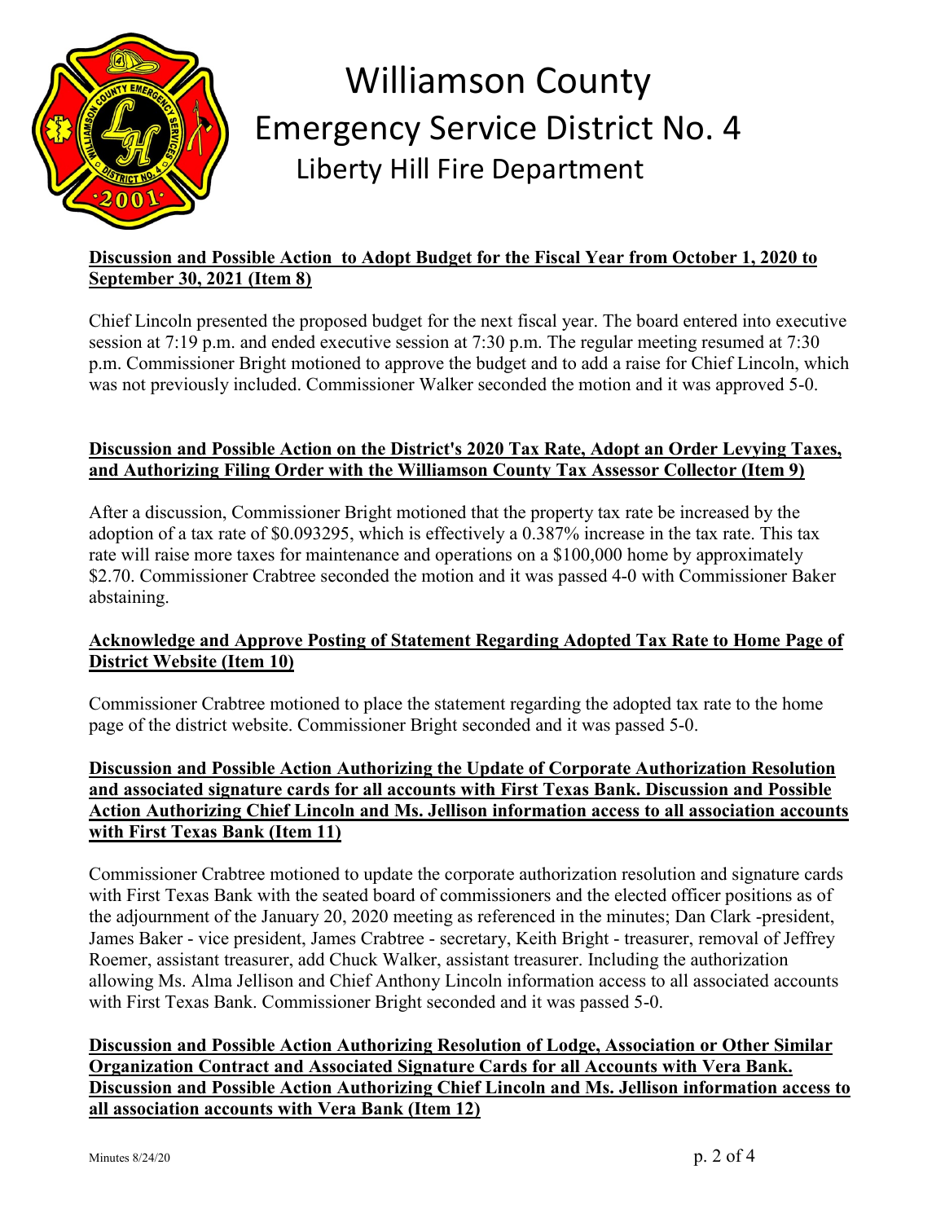**Discussion and Possible Action to Adopt Budget for the Fiscal Year from October 1, 2020 to September 30, 2021 (Item 8)**

Chief Lincoln presented the proposed budget for the next fiscal year. The board entered into executive session at 7:19 p.m. and ended executive session at 7:30 p.m. The regular meeting resumed at 7:30 p.m. Commissioner Bright motioned to approve the budget and to add a raise for Chief Lincoln, which was not previously included. Commissioner Walker seconded the motion and it was approved 5-0.

**Discussion and Possible Action on the District's 2020 Tax Rate, Adopt an Order Levying Taxes, and Authorizing Filing Order with the Williamson County Tax Assessor Collector (Item 9)**

After a discussion, Commissioner Bright motioned that the property tax rate be increased by the adoption of a tax rate of $0.093295, which is effectively a 0.387% increase in the tax rate. This tax rate will raise more taxes for maintenance and operations on a $100,000 home by approximately $2.70. Commissioner Crabtree seconded the motion and it was passed 4-0 with Commissioner Baker abstaining.

**Acknowledge and Approve Posting of Statement Regarding Adopted Tax Rate to Home Page of District Website (Item 10)**

Commissioner Crabtree motioned to place the statement regarding the adopted tax rate to the home page of the district website. Commissioner Bright seconded and it was passed 5-0.

**Discussion and Possible Action Authorizing the Update of Corporate Authorization Resolution and associated signature cards for all accounts with First Texas Bank. Discussion and Possible Action Authorizing Chief Lincoln and Ms. Jellison information access to all association accounts with First Texas Bank (Item 11)**

Commissioner Crabtree motioned to update the corporate authorization resolution and signature cards with First Texas Bank with the seated board of commissioners and the elected officer positions as of the adjournment of the January 20, 2020 meeting as referenced in the minutes; Dan Clark -president, James Baker - vice president, James Crabtree - secretary, Keith Bright - treasurer, removal of Jeffrey Roemer, assistant treasurer, add Chuck Walker, assistant treasurer. Including the authorization allowing Ms. Alma Jellison and Chief Anthony Lincoln information access to all associated accounts with First Texas Bank. Commissioner Bright seconded and it was passed 5-0.

**Discussion and Possible Action Authorizing Resolution of Lodge, Association or Other Similar Organization Contract and Associated Signature Cards for all Accounts with Vera Bank. Discussion and Possible Action Authorizing Chief Lincoln and Ms. Jellison information access to all association accounts with Vera Bank (Item 12)**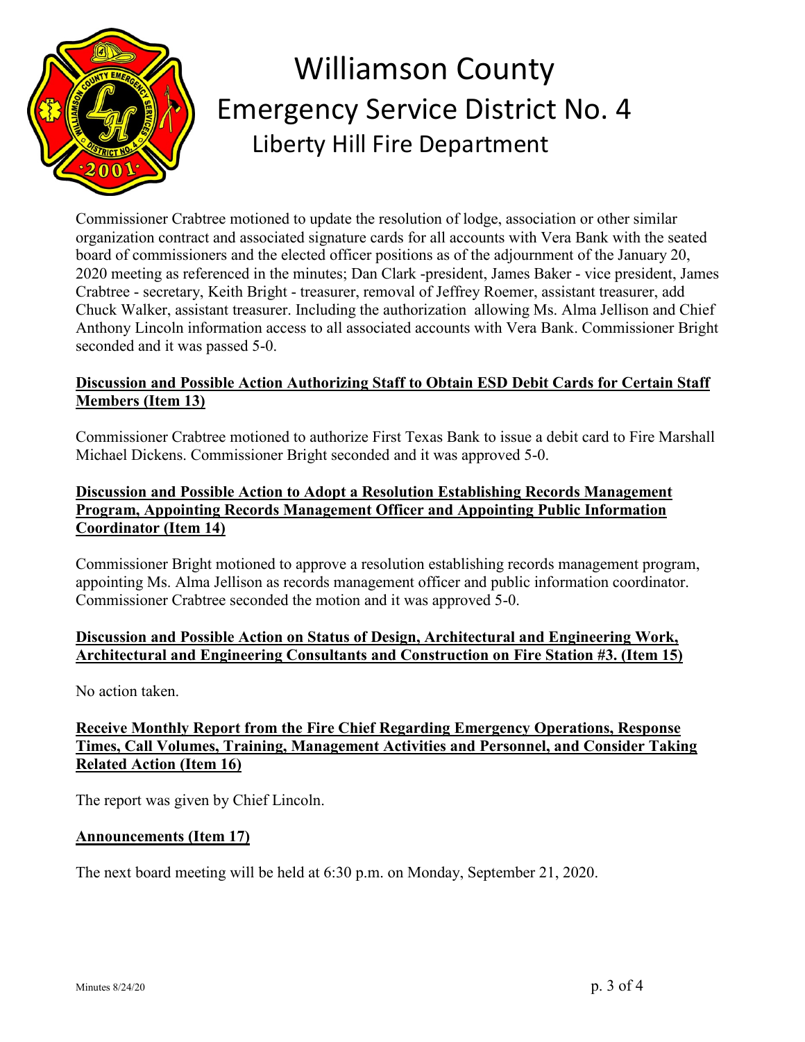Commissioner Crabtree motioned to update the resolution of lodge, association or other similar organization contract and associated signature cards for all accounts with Vera Bank with the seated board of commissioners and the elected officer positions as of the adjournment of the January 20, 2020 meeting as referenced in the minutes; Dan Clark -president, James Baker - vice president, James Crabtree - secretary, Keith Bright - treasurer, removal of Jeffrey Roemer, assistant treasurer, add Chuck Walker, assistant treasurer. Including the authorization allowing Ms. Alma Jellison and Chief Anthony Lincoln information access to all associated accounts with Vera Bank. Commissioner Bright seconded and it was passed 5-0.

**Discussion and Possible Action Authorizing Staff to Obtain ESD Debit Cards for Certain Staff Members (Item 13)**

Commissioner Crabtree motioned to authorize First Texas Bank to issue a debit card to Fire Marshall Michael Dickens. Commissioner Bright seconded and it was approved 5-0.

**Discussion and Possible Action to Adopt a Resolution Establishing Records Management Program, Appointing Records Management Officer and Appointing Public Information Coordinator (Item 14)**

Commissioner Bright motioned to approve a resolution establishing records management program, appointing Ms. Alma Jellison as records management officer and public information coordinator. Commissioner Crabtree seconded the motion and it was approved 5-0.

**Discussion and Possible Action on Status of Design, Architectural and Engineering Work, Architectural and Engineering Consultants and Construction on Fire Station #3. (Item 15)**

No action taken.

**Receive Monthly Report from the Fire Chief Regarding Emergency Operations, Response Times, Call Volumes, Training, Management Activities and Personnel, and Consider Taking Related Action (Item 16)**

The report was given by Chief Lincoln.

**Announcements (Item 17)**

The next board meeting will be held at 6:30 p.m. on Monday, September 21, 2020.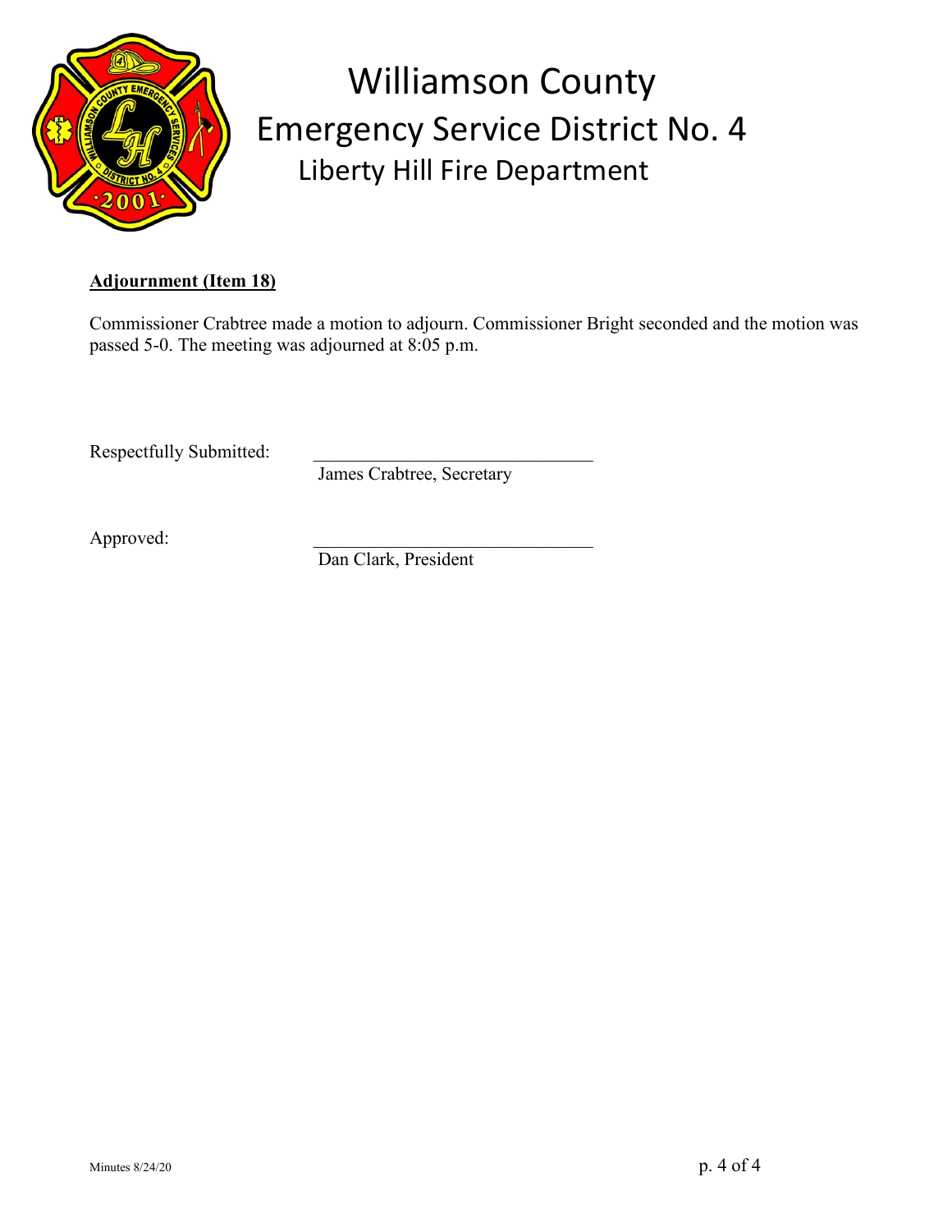# Williamson County
## Emergency Service District No. 4
### Liberty Hill Fire Department

**Adjournment (Item 18)**

Commissioner Crabtree made a motion to adjourn. Commissioner Bright seconded and the motion was passed 5-0. The meeting was adjourned at 8:05 p.m.

Respectfully Submitted: \_\_\_\_\_\_\_\_\_\_\_\_\_\_\_\_\_\_\_\_\_\_\_\_\_\_\_\_\_\_
James Crabtree, Secretary

Approved: \_\_\_\_\_\_\_\_\_\_\_\_\_\_\_\_\_\_\_\_\_\_\_\_\_\_\_\_\_\_
Dan Clark, President

Minutes 8/24/20